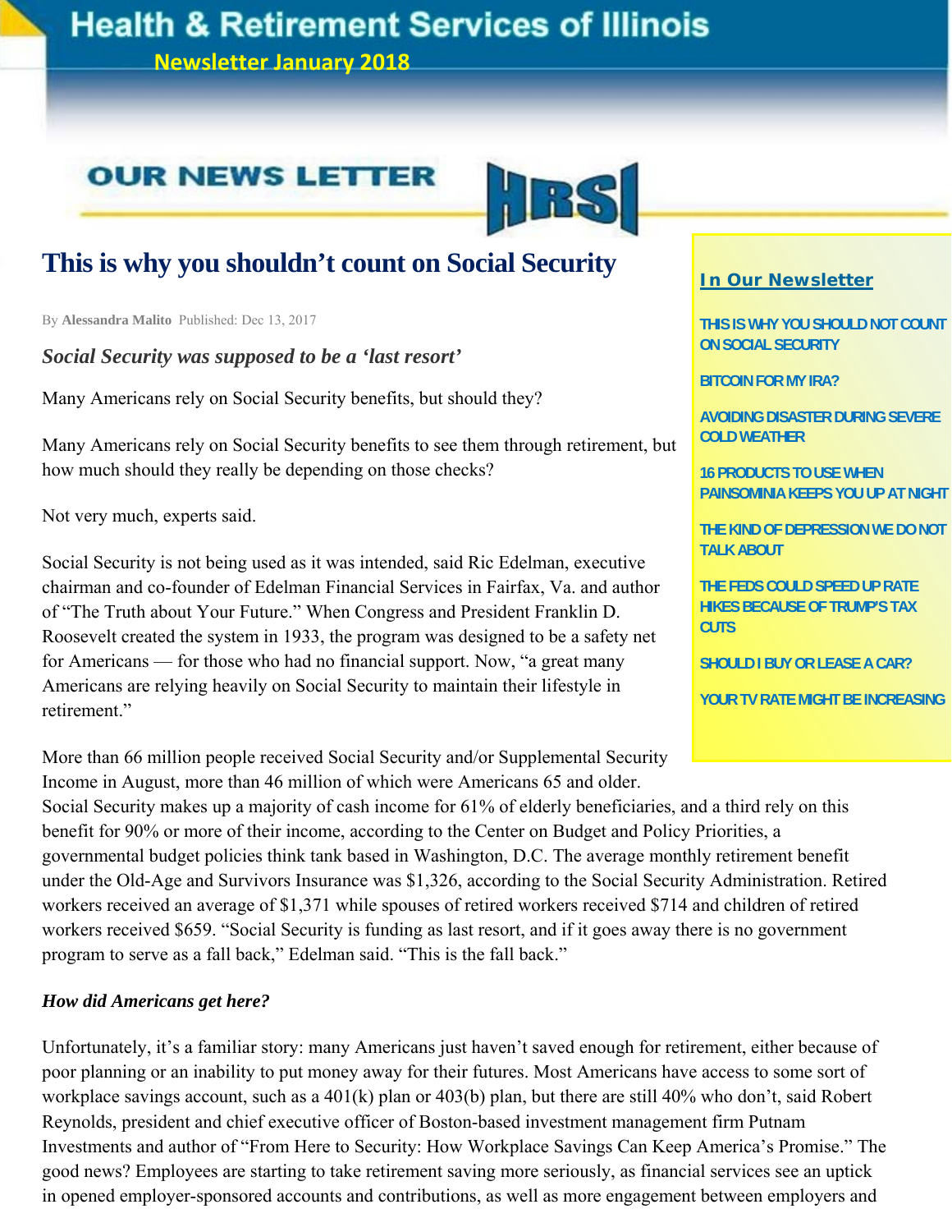# Health & Retirement Services of Illinois

**Newsletter January 2018**

OUR NEWS LETTER

HRSI

**In Our Newsletter**

- THIS IS WHY YOU SHOULD NOT COUNT ON SOCIAL SECURITY
- BITCOIN FOR MY IRA?
- AVOIDING DISASTER DURING SEVERE COLD WEATHER
- 16 PRODUCTS TO USE WHEN PAINSOMINIA KEEPS YOU UP AT NIGHT
- THE KIND OF DEPRESSION WE DO NOT TALK ABOUT
- THE FEDS COULD SPEED UP RATE HIKES BECAUSE OF TRUMP'S TAX CUTS
- SHOULD I BUY OR LEASE A CAR?
- YOUR TV RATE MIGHT BE INCREASING

## This is why you shouldn't count on Social Security

By **Alessandra Malito** Published: Dec 13, 2017

### *Social Security was supposed to be a 'last resort'*

Many Americans rely on Social Security benefits, but should they?

Many Americans rely on Social Security benefits to see them through retirement, but how much should they really be depending on those checks?

Not very much, experts said.

Social Security is not being used as it was intended, said Ric Edelman, executive chairman and co-founder of Edelman Financial Services in Fairfax, Va. and author of "The Truth about Your Future." When Congress and President Franklin D. Roosevelt created the system in 1933, the program was designed to be a safety net for Americans — for those who had no financial support. Now, "a great many Americans are relying heavily on Social Security to maintain their lifestyle in retirement."

More than 66 million people received Social Security and/or Supplemental Security Income in August, more than 46 million of which were Americans 65 and older. Social Security makes up a majority of cash income for 61% of elderly beneficiaries, and a third rely on this benefit for 90% or more of their income, according to the Center on Budget and Policy Priorities, a governmental budget policies think tank based in Washington, D.C. The average monthly retirement benefit under the Old-Age and Survivors Insurance was $1,326, according to the Social Security Administration. Retired workers received an average of $1,371 while spouses of retired workers received $714 and children of retired workers received $659. "Social Security is funding as last resort, and if it goes away there is no government program to serve as a fall back," Edelman said. "This is the fall back."

### *How did Americans get here?*

Unfortunately, it's a familiar story: many Americans just haven't saved enough for retirement, either because of poor planning or an inability to put money away for their futures. Most Americans have access to some sort of workplace savings account, such as a 401(k) plan or 403(b) plan, but there are still 40% who don't, said Robert Reynolds, president and chief executive officer of Boston-based investment management firm Putnam Investments and author of "From Here to Security: How Workplace Savings Can Keep America's Promise." The good news? Employees are starting to take retirement saving more seriously, as financial services see an uptick in opened employer-sponsored accounts and contributions, as well as more engagement between employers and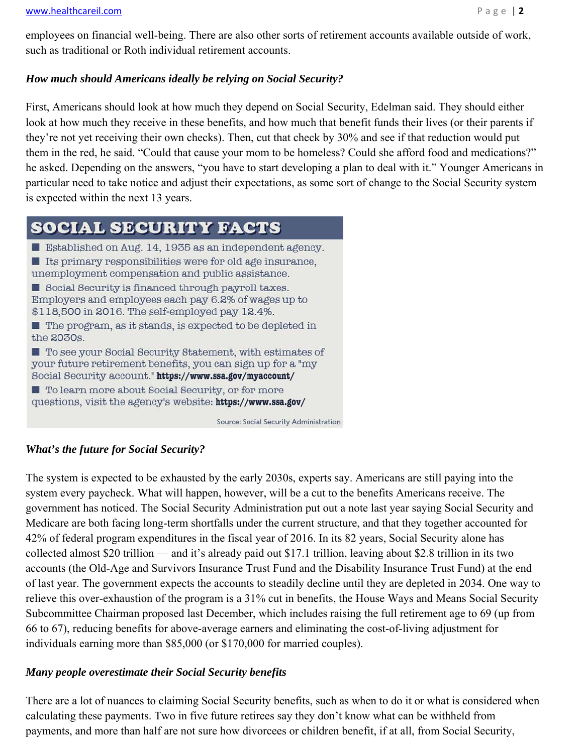employees on financial well-being. There are also other sorts of retirement accounts available outside of work, such as traditional or Roth individual retirement accounts.

***How much should Americans ideally be relying on Social Security?***

First, Americans should look at how much they depend on Social Security, Edelman said. They should either look at how much they receive in these benefits, and how much that benefit funds their lives (or their parents if they're not yet receiving their own checks). Then, cut that check by 30% and see if that reduction would put them in the red, he said. "Could that cause your mom to be homeless? Could she afford food and medications?" he asked. Depending on the answers, "you have to start developing a plan to deal with it." Younger Americans in particular need to take notice and adjust their expectations, as some sort of change to the Social Security system is expected within the next 13 years.

**SOCIAL SECURITY FACTS**

- Established on Aug. 14, 1935 as an independent agency.
- Its primary responsibilities were for old age insurance, unemployment compensation and public assistance.
- Social Security is financed through payroll taxes. Employers and employees each pay 6.2% of wages up to $118,500 in 2016. The self-employed pay 12.4%.
- The program, as it stands, is expected to be depleted in the 2030s.
- To see your Social Security Statement, with estimates of your future retirement benefits, you can sign up for a "my Social Security account." **https://www.ssa.gov/myaccount/**
- To learn more about Social Security, or for more questions, visit the agency's website: **https://www.ssa.gov/**

Source: Social Security Administration

***What's the future for Social Security?***

The system is expected to be exhausted by the early 2030s, experts say. Americans are still paying into the system every paycheck. What will happen, however, will be a cut to the benefits Americans receive. The government has noticed. The Social Security Administration put out a note last year saying Social Security and Medicare are both facing long-term shortfalls under the current structure, and that they together accounted for 42% of federal program expenditures in the fiscal year of 2016. In its 82 years, Social Security alone has collected almost $20 trillion — and it's already paid out $17.1 trillion, leaving about $2.8 trillion in its two accounts (the Old-Age and Survivors Insurance Trust Fund and the Disability Insurance Trust Fund) at the end of last year. The government expects the accounts to steadily decline until they are depleted in 2034. One way to relieve this over-exhaustion of the program is a 31% cut in benefits, the House Ways and Means Social Security Subcommittee Chairman proposed last December, which includes raising the full retirement age to 69 (up from 66 to 67), reducing benefits for above-average earners and eliminating the cost-of-living adjustment for individuals earning more than $85,000 (or $170,000 for married couples).

***Many people overestimate their Social Security benefits***

There are a lot of nuances to claiming Social Security benefits, such as when to do it or what is considered when calculating these payments. Two in five future retirees say they don't know what can be withheld from payments, and more than half are not sure how divorcees or children benefit, if at all, from Social Security,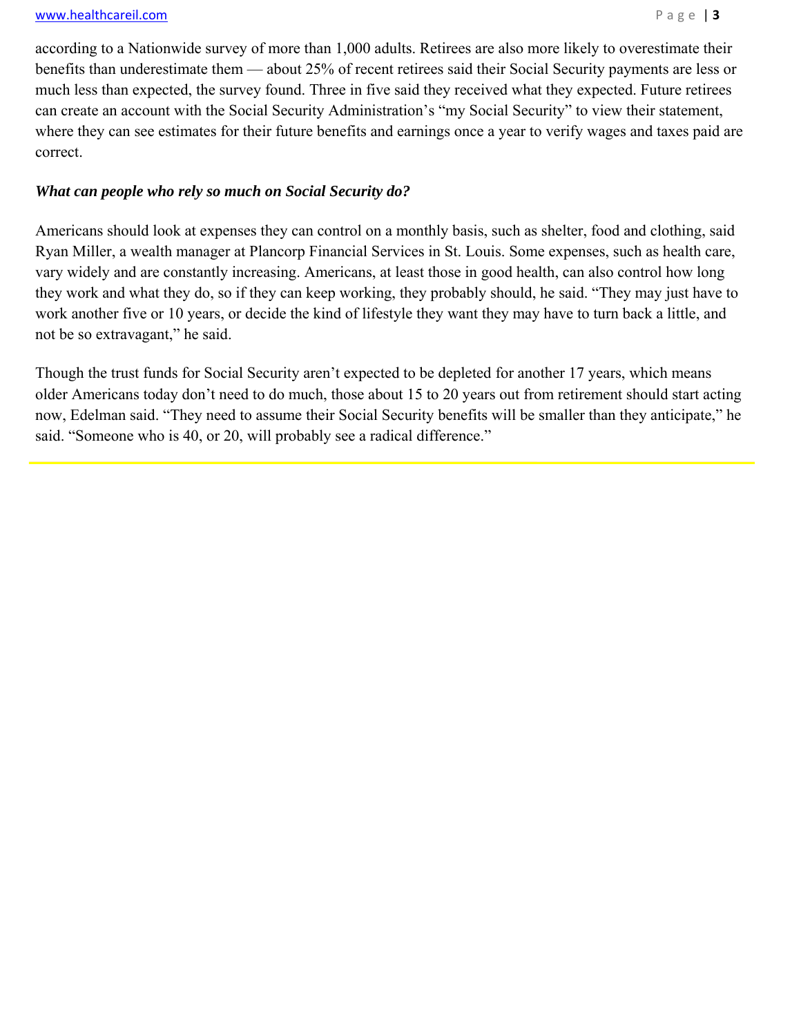according to a Nationwide survey of more than 1,000 adults. Retirees are also more likely to overestimate their benefits than underestimate them — about 25% of recent retirees said their Social Security payments are less or much less than expected, the survey found. Three in five said they received what they expected. Future retirees can create an account with the Social Security Administration's "my Social Security" to view their statement, where they can see estimates for their future benefits and earnings once a year to verify wages and taxes paid are correct.

***What can people who rely so much on Social Security do?***

Americans should look at expenses they can control on a monthly basis, such as shelter, food and clothing, said Ryan Miller, a wealth manager at Plancorp Financial Services in St. Louis. Some expenses, such as health care, vary widely and are constantly increasing. Americans, at least those in good health, can also control how long they work and what they do, so if they can keep working, they probably should, he said. "They may just have to work another five or 10 years, or decide the kind of lifestyle they want they may have to turn back a little, and not be so extravagant," he said.

Though the trust funds for Social Security aren't expected to be depleted for another 17 years, which means older Americans today don't need to do much, those about 15 to 20 years out from retirement should start acting now, Edelman said. "They need to assume their Social Security benefits will be smaller than they anticipate," he said. "Someone who is 40, or 20, will probably see a radical difference."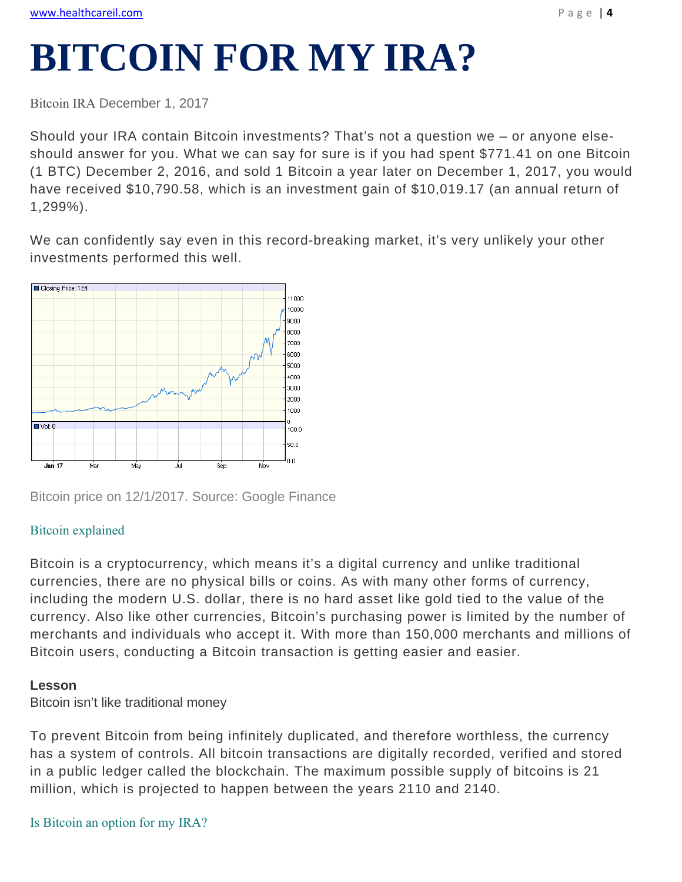# BITCOIN FOR MY IRA?

Bitcoin IRA December 1, 2017

Should your IRA contain Bitcoin investments? That's not a question we – or anyone else-should answer for you. What we can say for sure is if you had spent $771.41 on one Bitcoin (1 BTC) December 2, 2016, and sold 1 Bitcoin a year later on December 1, 2017, you would have received $10,790.58, which is an investment gain of $10,019.17 (an annual return of 1,299%).

We can confidently say even in this record-breaking market, it's very unlikely your other investments performed this well.

Bitcoin price on 12/1/2017. Source: Google Finance

## Bitcoin explained

Bitcoin is a cryptocurrency, which means it's a digital currency and unlike traditional currencies, there are no physical bills or coins. As with many other forms of currency, including the modern U.S. dollar, there is no hard asset like gold tied to the value of the currency. Also like other currencies, Bitcoin's purchasing power is limited by the number of merchants and individuals who accept it. With more than 150,000 merchants and millions of Bitcoin users, conducting a Bitcoin transaction is getting easier and easier.

**Lesson**
Bitcoin isn't like traditional money

To prevent Bitcoin from being infinitely duplicated, and therefore worthless, the currency has a system of controls. All bitcoin transactions are digitally recorded, verified and stored in a public ledger called the blockchain. The maximum possible supply of bitcoins is 21 million, which is projected to happen between the years 2110 and 2140.

## Is Bitcoin an option for my IRA?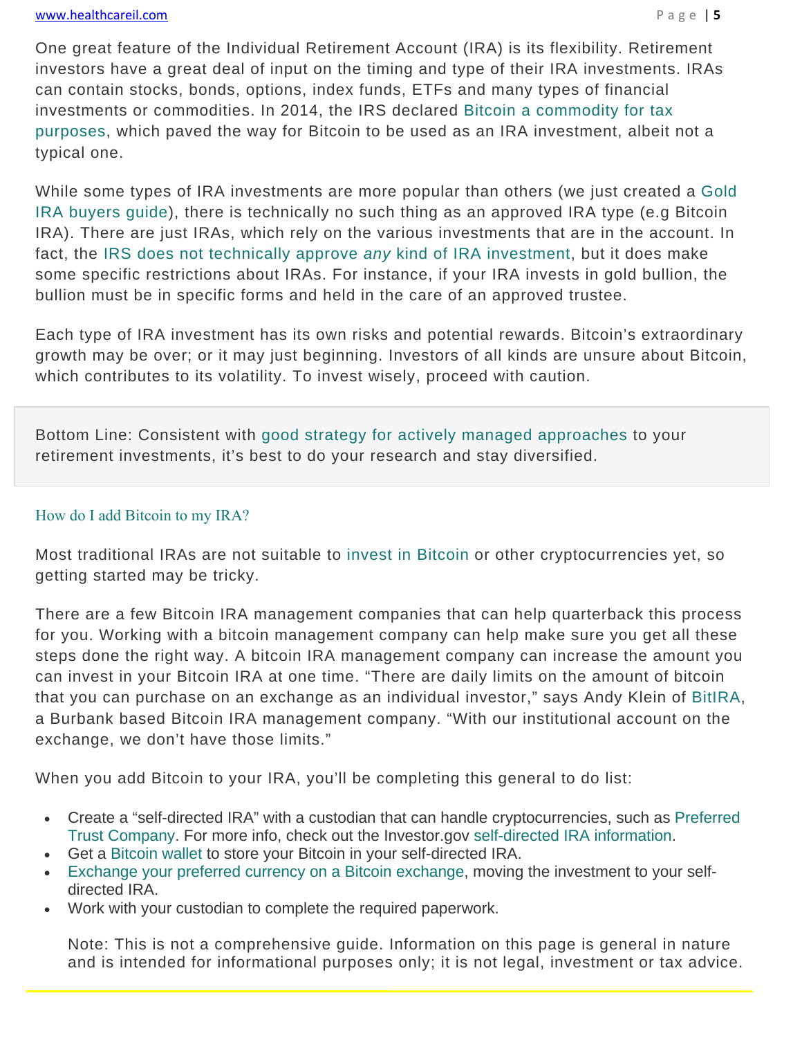One great feature of the Individual Retirement Account (IRA) is its flexibility. Retirement investors have a great deal of input on the timing and type of their IRA investments. IRAs can contain stocks, bonds, options, index funds, ETFs and many types of financial investments or commodities. In 2014, the IRS declared Bitcoin a commodity for tax purposes, which paved the way for Bitcoin to be used as an IRA investment, albeit not a typical one.

While some types of IRA investments are more popular than others (we just created a Gold IRA buyers guide), there is technically no such thing as an approved IRA type (e.g Bitcoin IRA). There are just IRAs, which rely on the various investments that are in the account. In fact, the IRS does not technically approve *any* kind of IRA investment, but it does make some specific restrictions about IRAs. For instance, if your IRA invests in gold bullion, the bullion must be in specific forms and held in the care of an approved trustee.

Each type of IRA investment has its own risks and potential rewards. Bitcoin's extraordinary growth may be over; or it may just beginning. Investors of all kinds are unsure about Bitcoin, which contributes to its volatility. To invest wisely, proceed with caution.

> Bottom Line: Consistent with good strategy for actively managed approaches to your retirement investments, it's best to do your research and stay diversified.

## How do I add Bitcoin to my IRA?

Most traditional IRAs are not suitable to invest in Bitcoin or other cryptocurrencies yet, so getting started may be tricky.

There are a few Bitcoin IRA management companies that can help quarterback this process for you. Working with a bitcoin management company can help make sure you get all these steps done the right way. A bitcoin IRA management company can increase the amount you can invest in your Bitcoin IRA at one time. "There are daily limits on the amount of bitcoin that you can purchase on an exchange as an individual investor," says Andy Klein of BitIRA, a Burbank based Bitcoin IRA management company. "With our institutional account on the exchange, we don't have those limits."

When you add Bitcoin to your IRA, you'll be completing this general to do list:

- Create a "self-directed IRA" with a custodian that can handle cryptocurrencies, such as Preferred Trust Company. For more info, check out the Investor.gov self-directed IRA information.
- Get a Bitcoin wallet to store your Bitcoin in your self-directed IRA.
- Exchange your preferred currency on a Bitcoin exchange, moving the investment to your self-directed IRA.
- Work with your custodian to complete the required paperwork.

Note: This is not a comprehensive guide. Information on this page is general in nature and is intended for informational purposes only; it is not legal, investment or tax advice.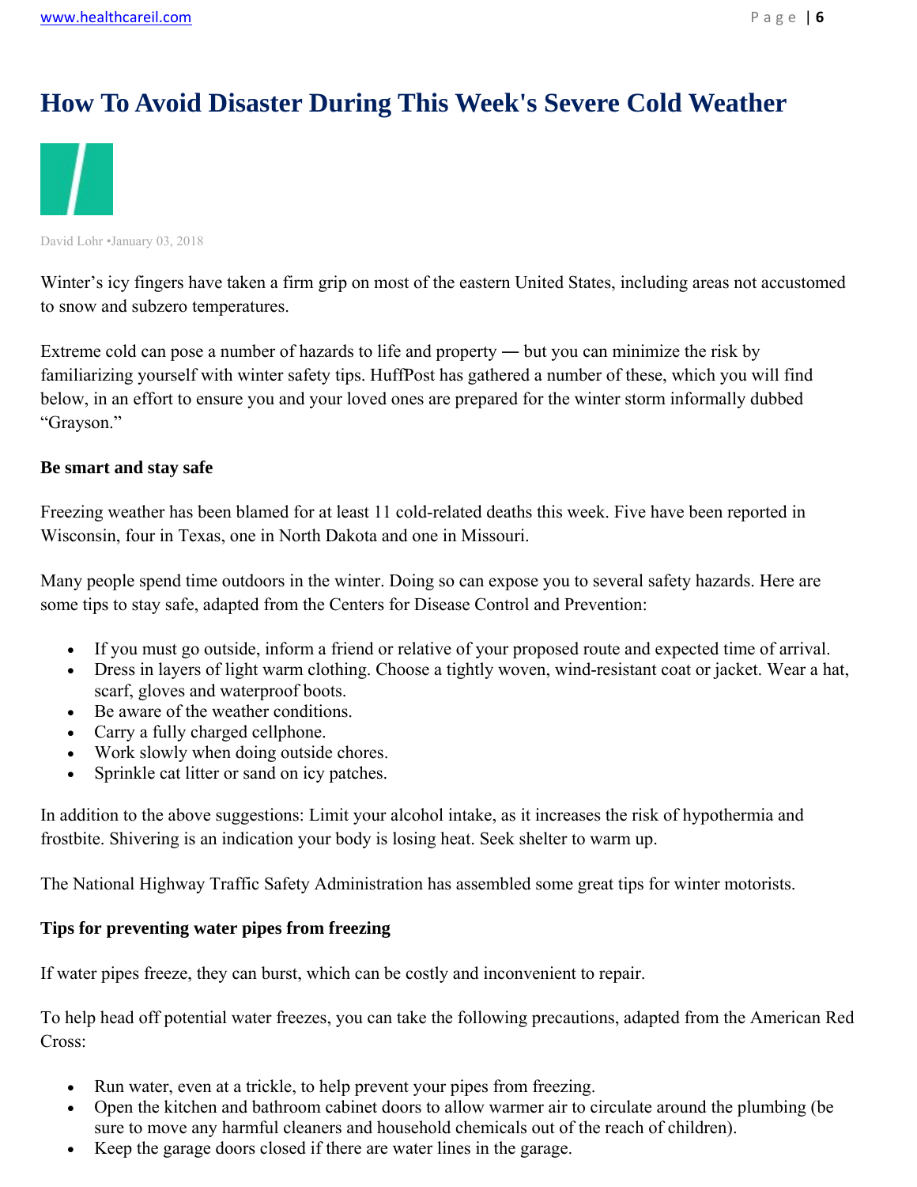# How To Avoid Disaster During This Week's Severe Cold Weather

David Lohr •January 03, 2018

Winter's icy fingers have taken a firm grip on most of the eastern United States, including areas not accustomed to snow and subzero temperatures.

Extreme cold can pose a number of hazards to life and property — but you can minimize the risk by familiarizing yourself with winter safety tips. HuffPost has gathered a number of these, which you will find below, in an effort to ensure you and your loved ones are prepared for the winter storm informally dubbed "Grayson."

**Be smart and stay safe**

Freezing weather has been blamed for at least 11 cold-related deaths this week. Five have been reported in Wisconsin, four in Texas, one in North Dakota and one in Missouri.

Many people spend time outdoors in the winter. Doing so can expose you to several safety hazards. Here are some tips to stay safe, adapted from the Centers for Disease Control and Prevention:

- If you must go outside, inform a friend or relative of your proposed route and expected time of arrival.
- Dress in layers of light warm clothing. Choose a tightly woven, wind-resistant coat or jacket. Wear a hat, scarf, gloves and waterproof boots.
- Be aware of the weather conditions.
- Carry a fully charged cellphone.
- Work slowly when doing outside chores.
- Sprinkle cat litter or sand on icy patches.

In addition to the above suggestions: Limit your alcohol intake, as it increases the risk of hypothermia and frostbite. Shivering is an indication your body is losing heat. Seek shelter to warm up.

The National Highway Traffic Safety Administration has assembled some great tips for winter motorists.

**Tips for preventing water pipes from freezing**

If water pipes freeze, they can burst, which can be costly and inconvenient to repair.

To help head off potential water freezes, you can take the following precautions, adapted from the American Red Cross:

- Run water, even at a trickle, to help prevent your pipes from freezing.
- Open the kitchen and bathroom cabinet doors to allow warmer air to circulate around the plumbing (be sure to move any harmful cleaners and household chemicals out of the reach of children).
- Keep the garage doors closed if there are water lines in the garage.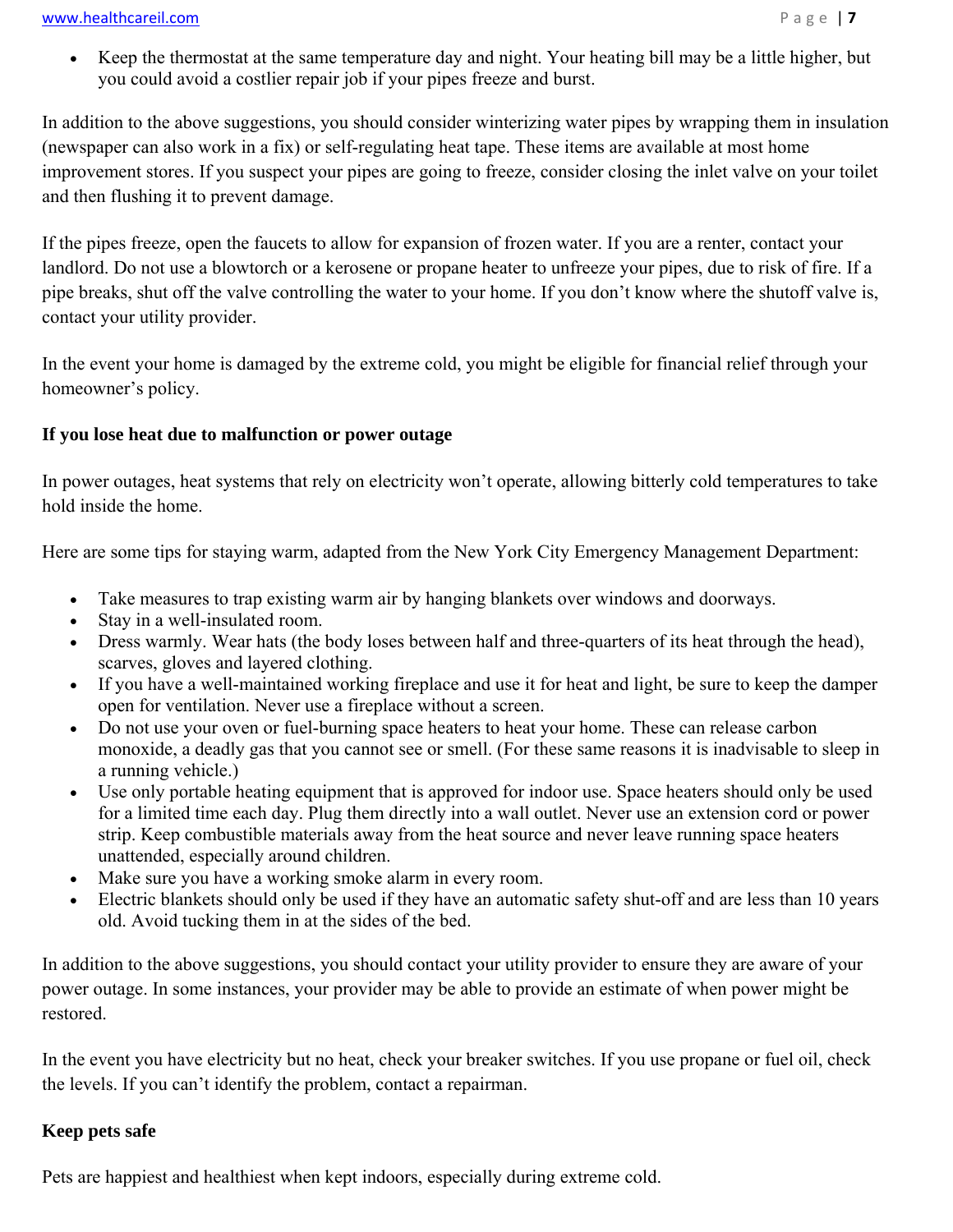- Keep the thermostat at the same temperature day and night. Your heating bill may be a little higher, but you could avoid a costlier repair job if your pipes freeze and burst.

In addition to the above suggestions, you should consider winterizing water pipes by wrapping them in insulation (newspaper can also work in a fix) or self-regulating heat tape. These items are available at most home improvement stores. If you suspect your pipes are going to freeze, consider closing the inlet valve on your toilet and then flushing it to prevent damage.

If the pipes freeze, open the faucets to allow for expansion of frozen water. If you are a renter, contact your landlord. Do not use a blowtorch or a kerosene or propane heater to unfreeze your pipes, due to risk of fire. If a pipe breaks, shut off the valve controlling the water to your home. If you don't know where the shutoff valve is, contact your utility provider.

In the event your home is damaged by the extreme cold, you might be eligible for financial relief through your homeowner's policy.

**If you lose heat due to malfunction or power outage**

In power outages, heat systems that rely on electricity won't operate, allowing bitterly cold temperatures to take hold inside the home.

Here are some tips for staying warm, adapted from the New York City Emergency Management Department:

- Take measures to trap existing warm air by hanging blankets over windows and doorways.
- Stay in a well-insulated room.
- Dress warmly. Wear hats (the body loses between half and three-quarters of its heat through the head), scarves, gloves and layered clothing.
- If you have a well-maintained working fireplace and use it for heat and light, be sure to keep the damper open for ventilation. Never use a fireplace without a screen.
- Do not use your oven or fuel-burning space heaters to heat your home. These can release carbon monoxide, a deadly gas that you cannot see or smell. (For these same reasons it is inadvisable to sleep in a running vehicle.)
- Use only portable heating equipment that is approved for indoor use. Space heaters should only be used for a limited time each day. Plug them directly into a wall outlet. Never use an extension cord or power strip. Keep combustible materials away from the heat source and never leave running space heaters unattended, especially around children.
- Make sure you have a working smoke alarm in every room.
- Electric blankets should only be used if they have an automatic safety shut-off and are less than 10 years old. Avoid tucking them in at the sides of the bed.

In addition to the above suggestions, you should contact your utility provider to ensure they are aware of your power outage. In some instances, your provider may be able to provide an estimate of when power might be restored.

In the event you have electricity but no heat, check your breaker switches. If you use propane or fuel oil, check the levels. If you can't identify the problem, contact a repairman.

**Keep pets safe**

Pets are happiest and healthiest when kept indoors, especially during extreme cold.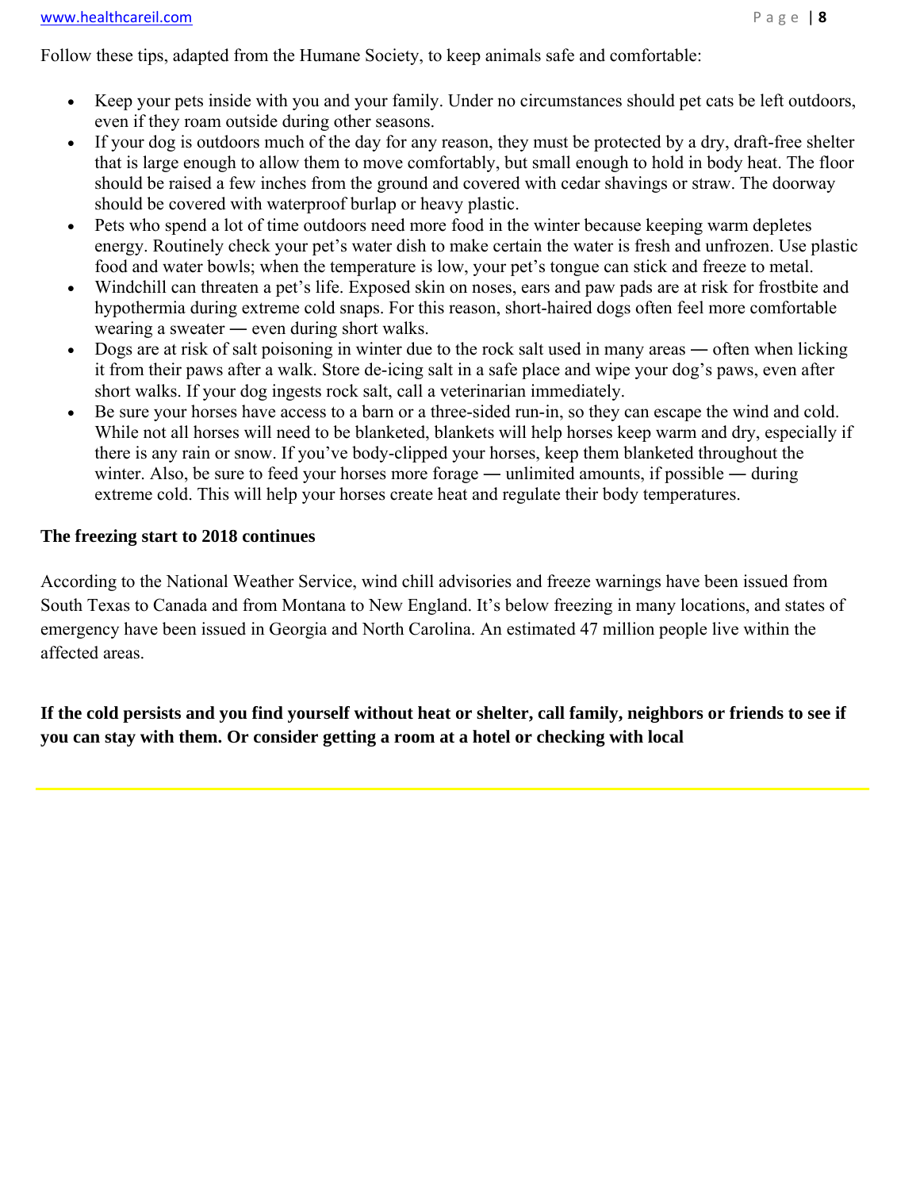Follow these tips, adapted from the Humane Society, to keep animals safe and comfortable:

- Keep your pets inside with you and your family. Under no circumstances should pet cats be left outdoors, even if they roam outside during other seasons.
- If your dog is outdoors much of the day for any reason, they must be protected by a dry, draft-free shelter that is large enough to allow them to move comfortably, but small enough to hold in body heat. The floor should be raised a few inches from the ground and covered with cedar shavings or straw. The doorway should be covered with waterproof burlap or heavy plastic.
- Pets who spend a lot of time outdoors need more food in the winter because keeping warm depletes energy. Routinely check your pet's water dish to make certain the water is fresh and unfrozen. Use plastic food and water bowls; when the temperature is low, your pet's tongue can stick and freeze to metal.
- Windchill can threaten a pet's life. Exposed skin on noses, ears and paw pads are at risk for frostbite and hypothermia during extreme cold snaps. For this reason, short-haired dogs often feel more comfortable wearing a sweater — even during short walks.
- Dogs are at risk of salt poisoning in winter due to the rock salt used in many areas — often when licking it from their paws after a walk. Store de-icing salt in a safe place and wipe your dog's paws, even after short walks. If your dog ingests rock salt, call a veterinarian immediately.
- Be sure your horses have access to a barn or a three-sided run-in, so they can escape the wind and cold. While not all horses will need to be blanketed, blankets will help horses keep warm and dry, especially if there is any rain or snow. If you've body-clipped your horses, keep them blanketed throughout the winter. Also, be sure to feed your horses more forage — unlimited amounts, if possible — during extreme cold. This will help your horses create heat and regulate their body temperatures.

**The freezing start to 2018 continues**

According to the National Weather Service, wind chill advisories and freeze warnings have been issued from South Texas to Canada and from Montana to New England. It's below freezing in many locations, and states of emergency have been issued in Georgia and North Carolina. An estimated 47 million people live within the affected areas.

**If the cold persists and you find yourself without heat or shelter, call family, neighbors or friends to see if you can stay with them. Or consider getting a room at a hotel or checking with local**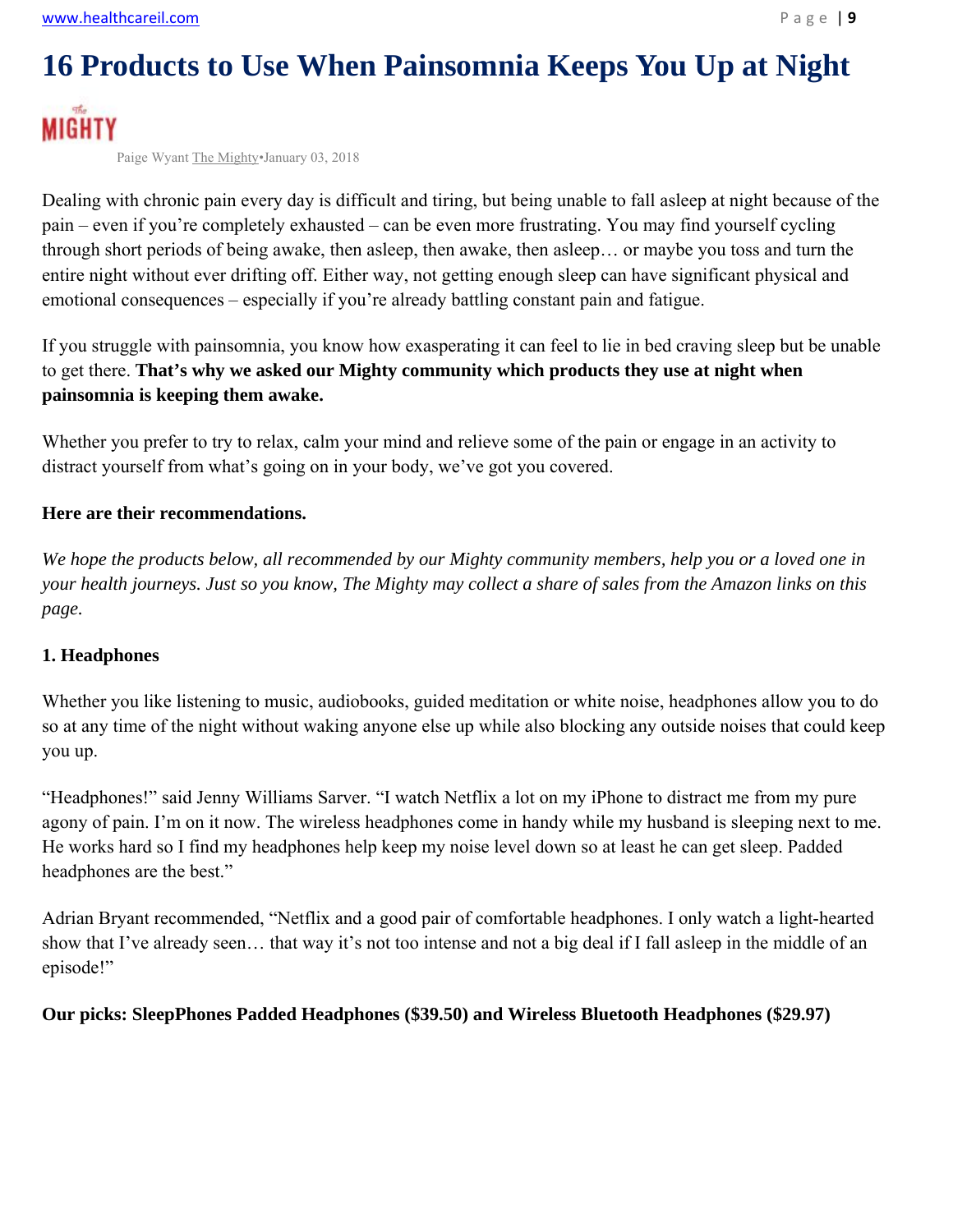# 16 Products to Use When Painsomnia Keeps You Up at Night

MIGHTY

Paige Wyant The Mighty•January 03, 2018

Dealing with chronic pain every day is difficult and tiring, but being unable to fall asleep at night because of the pain – even if you're completely exhausted – can be even more frustrating. You may find yourself cycling through short periods of being awake, then asleep, then awake, then asleep… or maybe you toss and turn the entire night without ever drifting off. Either way, not getting enough sleep can have significant physical and emotional consequences – especially if you're already battling constant pain and fatigue.

If you struggle with painsomnia, you know how exasperating it can feel to lie in bed craving sleep but be unable to get there. **That's why we asked our Mighty community which products they use at night when painsomnia is keeping them awake.**

Whether you prefer to try to relax, calm your mind and relieve some of the pain or engage in an activity to distract yourself from what's going on in your body, we've got you covered.

**Here are their recommendations.**

*We hope the products below, all recommended by our Mighty community members, help you or a loved one in your health journeys. Just so you know, The Mighty may collect a share of sales from the Amazon links on this page.*

**1. Headphones**

Whether you like listening to music, audiobooks, guided meditation or white noise, headphones allow you to do so at any time of the night without waking anyone else up while also blocking any outside noises that could keep you up.

"Headphones!" said Jenny Williams Sarver. "I watch Netflix a lot on my iPhone to distract me from my pure agony of pain. I'm on it now. The wireless headphones come in handy while my husband is sleeping next to me. He works hard so I find my headphones help keep my noise level down so at least he can get sleep. Padded headphones are the best."

Adrian Bryant recommended, "Netflix and a good pair of comfortable headphones. I only watch a light-hearted show that I've already seen… that way it's not too intense and not a big deal if I fall asleep in the middle of an episode!"

**Our picks: SleepPhones Padded Headphones ($39.50) and Wireless Bluetooth Headphones ($29.97)**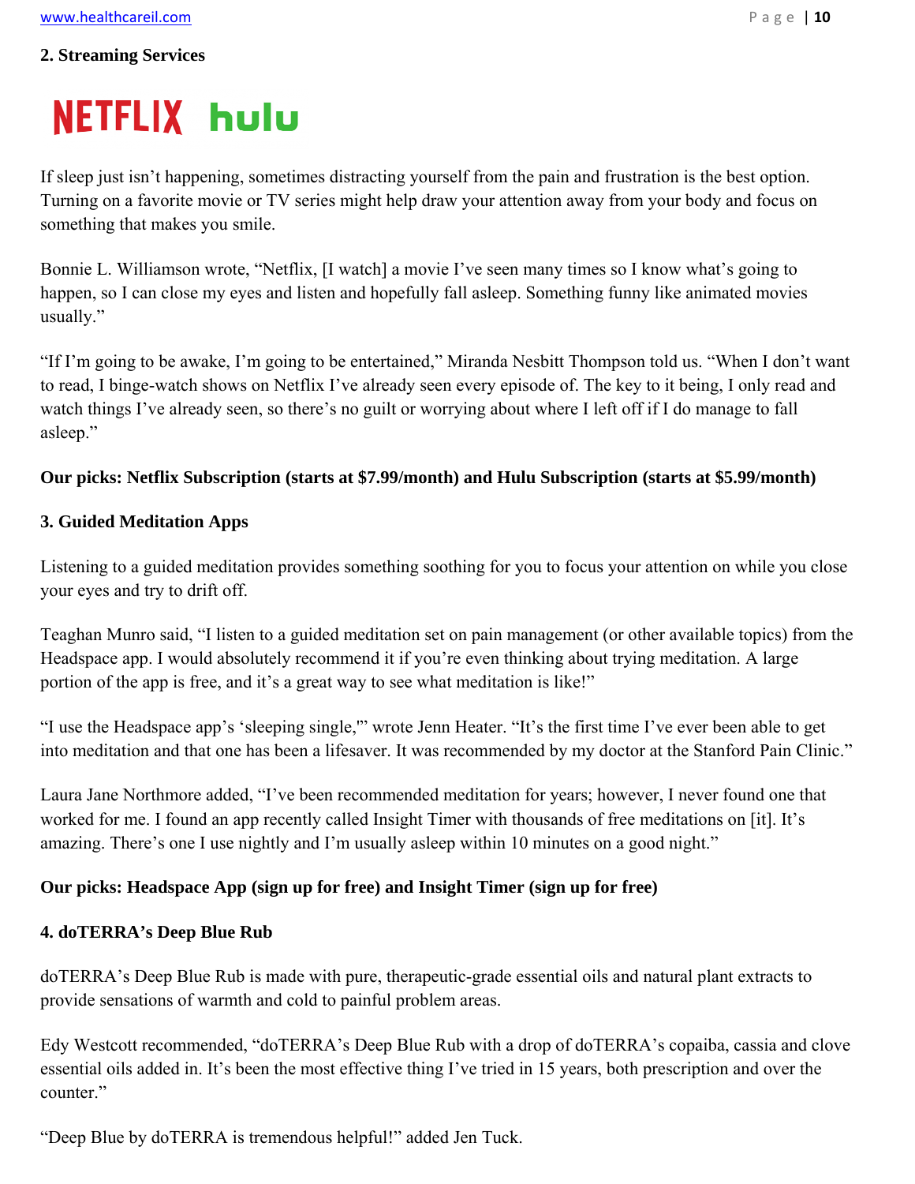**2. Streaming Services**

If sleep just isn't happening, sometimes distracting yourself from the pain and frustration is the best option. Turning on a favorite movie or TV series might help draw your attention away from your body and focus on something that makes you smile.

Bonnie L. Williamson wrote, "Netflix, [I watch] a movie I've seen many times so I know what's going to happen, so I can close my eyes and listen and hopefully fall asleep. Something funny like animated movies usually."

"If I'm going to be awake, I'm going to be entertained," Miranda Nesbitt Thompson told us. "When I don't want to read, I binge-watch shows on Netflix I've already seen every episode of. The key to it being, I only read and watch things I've already seen, so there's no guilt or worrying about where I left off if I do manage to fall asleep."

**Our picks: Netflix Subscription (starts at $7.99/month) and Hulu Subscription (starts at $5.99/month)**

**3. Guided Meditation Apps**

Listening to a guided meditation provides something soothing for you to focus your attention on while you close your eyes and try to drift off.

Teaghan Munro said, "I listen to a guided meditation set on pain management (or other available topics) from the Headspace app. I would absolutely recommend it if you're even thinking about trying meditation. A large portion of the app is free, and it's a great way to see what meditation is like!"

"I use the Headspace app's 'sleeping single,'" wrote Jenn Heater. "It's the first time I've ever been able to get into meditation and that one has been a lifesaver. It was recommended by my doctor at the Stanford Pain Clinic."

Laura Jane Northmore added, "I've been recommended meditation for years; however, I never found one that worked for me. I found an app recently called Insight Timer with thousands of free meditations on [it]. It's amazing. There's one I use nightly and I'm usually asleep within 10 minutes on a good night."

**Our picks: Headspace App (sign up for free) and Insight Timer (sign up for free)**

**4. doTERRA's Deep Blue Rub**

doTERRA's Deep Blue Rub is made with pure, therapeutic-grade essential oils and natural plant extracts to provide sensations of warmth and cold to painful problem areas.

Edy Westcott recommended, "doTERRA's Deep Blue Rub with a drop of doTERRA's copaiba, cassia and clove essential oils added in. It's been the most effective thing I've tried in 15 years, both prescription and over the counter."

"Deep Blue by doTERRA is tremendous helpful!" added Jen Tuck.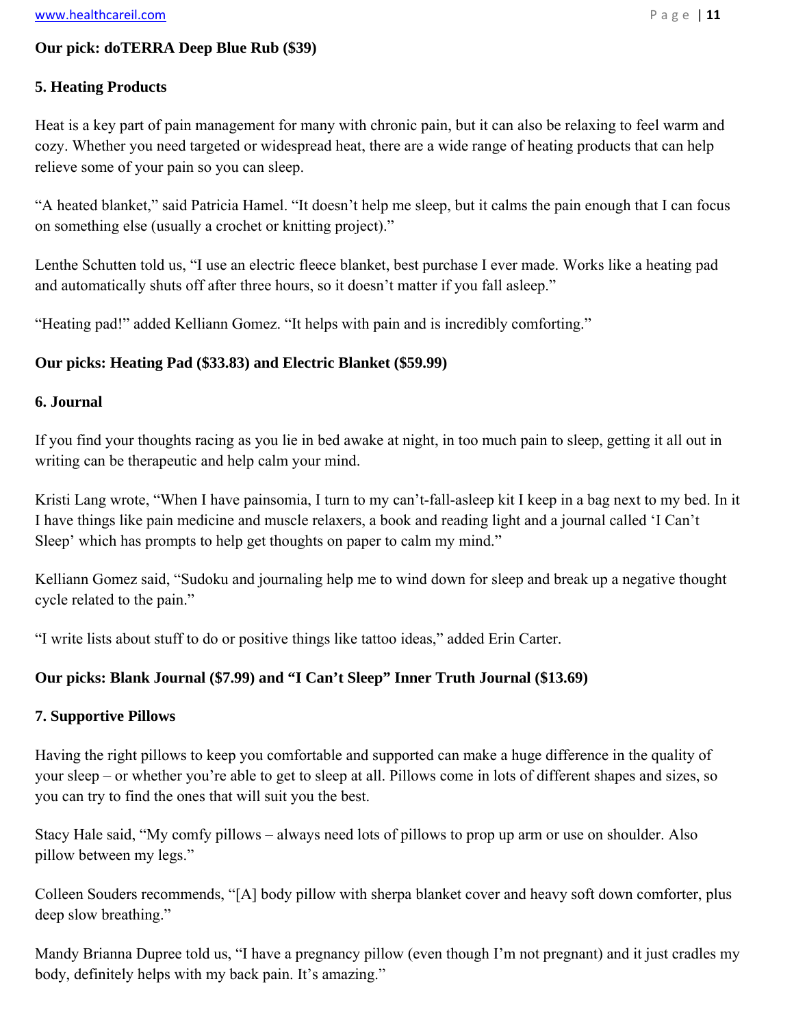**Our pick: doTERRA Deep Blue Rub ($39)**

**5. Heating Products**

Heat is a key part of pain management for many with chronic pain, but it can also be relaxing to feel warm and cozy. Whether you need targeted or widespread heat, there are a wide range of heating products that can help relieve some of your pain so you can sleep.

"A heated blanket," said Patricia Hamel. "It doesn't help me sleep, but it calms the pain enough that I can focus on something else (usually a crochet or knitting project)."

Lenthe Schutten told us, "I use an electric fleece blanket, best purchase I ever made. Works like a heating pad and automatically shuts off after three hours, so it doesn't matter if you fall asleep."

"Heating pad!" added Kelliann Gomez. "It helps with pain and is incredibly comforting."

**Our picks: Heating Pad ($33.83) and Electric Blanket ($59.99)**

**6. Journal**

If you find your thoughts racing as you lie in bed awake at night, in too much pain to sleep, getting it all out in writing can be therapeutic and help calm your mind.

Kristi Lang wrote, "When I have painsomia, I turn to my can't-fall-asleep kit I keep in a bag next to my bed. In it I have things like pain medicine and muscle relaxers, a book and reading light and a journal called 'I Can't Sleep' which has prompts to help get thoughts on paper to calm my mind."

Kelliann Gomez said, "Sudoku and journaling help me to wind down for sleep and break up a negative thought cycle related to the pain."

"I write lists about stuff to do or positive things like tattoo ideas," added Erin Carter.

**Our picks: Blank Journal ($7.99) and "I Can't Sleep" Inner Truth Journal ($13.69)**

**7. Supportive Pillows**

Having the right pillows to keep you comfortable and supported can make a huge difference in the quality of your sleep – or whether you're able to get to sleep at all. Pillows come in lots of different shapes and sizes, so you can try to find the ones that will suit you the best.

Stacy Hale said, "My comfy pillows – always need lots of pillows to prop up arm or use on shoulder. Also pillow between my legs."

Colleen Souders recommends, "[A] body pillow with sherpa blanket cover and heavy soft down comforter, plus deep slow breathing."

Mandy Brianna Dupree told us, "I have a pregnancy pillow (even though I'm not pregnant) and it just cradles my body, definitely helps with my back pain. It's amazing."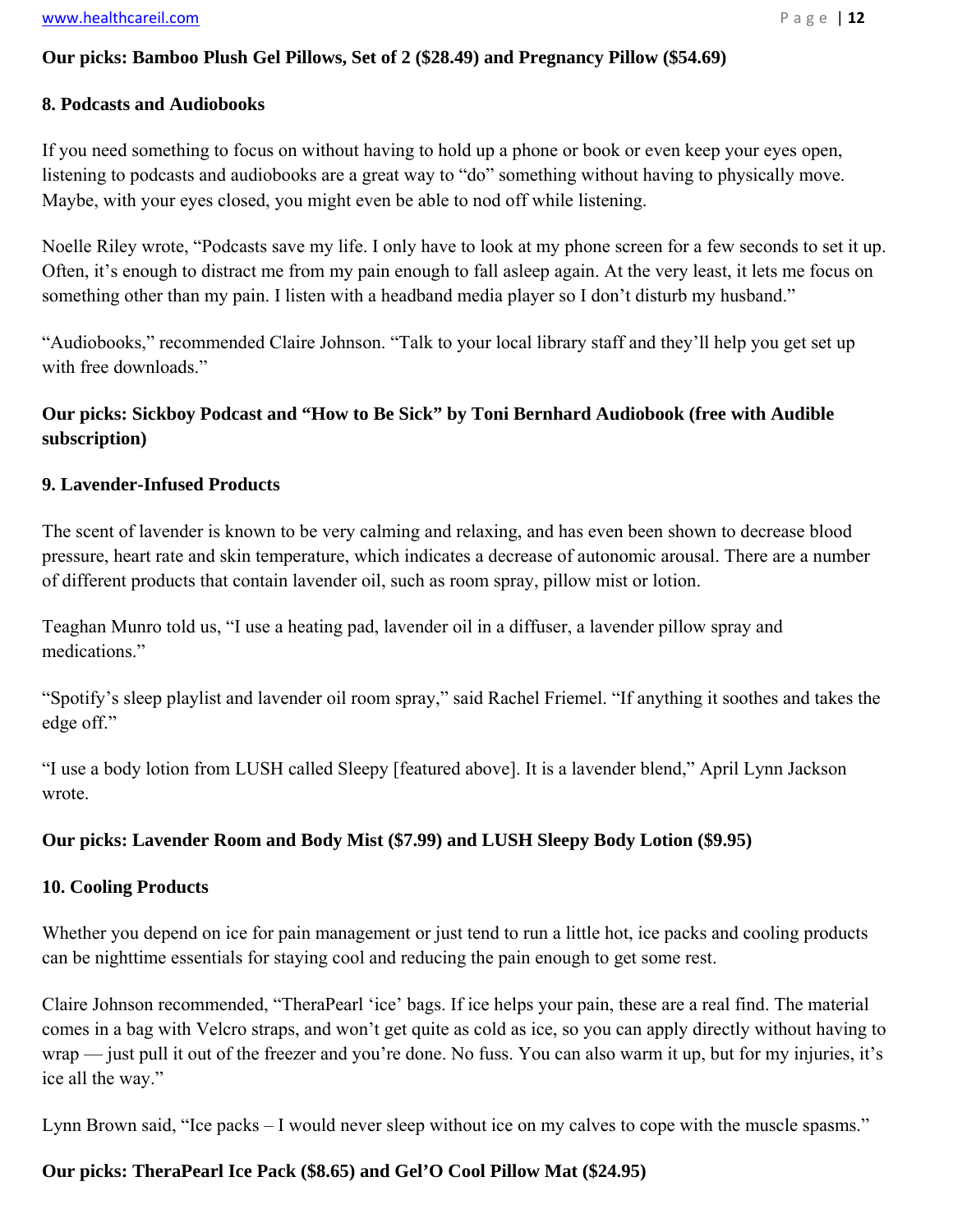**Our picks: Bamboo Plush Gel Pillows, Set of 2 ($28.49) and Pregnancy Pillow ($54.69)**

**8. Podcasts and Audiobooks**

If you need something to focus on without having to hold up a phone or book or even keep your eyes open, listening to podcasts and audiobooks are a great way to "do" something without having to physically move. Maybe, with your eyes closed, you might even be able to nod off while listening.

Noelle Riley wrote, "Podcasts save my life. I only have to look at my phone screen for a few seconds to set it up. Often, it's enough to distract me from my pain enough to fall asleep again. At the very least, it lets me focus on something other than my pain. I listen with a headband media player so I don't disturb my husband."

"Audiobooks," recommended Claire Johnson. "Talk to your local library staff and they'll help you get set up with free downloads."

**Our picks: Sickboy Podcast and "How to Be Sick" by Toni Bernhard Audiobook (free with Audible subscription)**

**9. Lavender-Infused Products**

The scent of lavender is known to be very calming and relaxing, and has even been shown to decrease blood pressure, heart rate and skin temperature, which indicates a decrease of autonomic arousal. There are a number of different products that contain lavender oil, such as room spray, pillow mist or lotion.

Teaghan Munro told us, "I use a heating pad, lavender oil in a diffuser, a lavender pillow spray and medications."

"Spotify's sleep playlist and lavender oil room spray," said Rachel Friemel. "If anything it soothes and takes the edge off."

"I use a body lotion from LUSH called Sleepy [featured above]. It is a lavender blend," April Lynn Jackson wrote.

**Our picks: Lavender Room and Body Mist ($7.99) and LUSH Sleepy Body Lotion ($9.95)**

**10. Cooling Products**

Whether you depend on ice for pain management or just tend to run a little hot, ice packs and cooling products can be nighttime essentials for staying cool and reducing the pain enough to get some rest.

Claire Johnson recommended, "TheraPearl 'ice' bags. If ice helps your pain, these are a real find. The material comes in a bag with Velcro straps, and won't get quite as cold as ice, so you can apply directly without having to wrap — just pull it out of the freezer and you're done. No fuss. You can also warm it up, but for my injuries, it's ice all the way."

Lynn Brown said, "Ice packs – I would never sleep without ice on my calves to cope with the muscle spasms."

**Our picks: TheraPearl Ice Pack ($8.65) and Gel'O Cool Pillow Mat ($24.95)**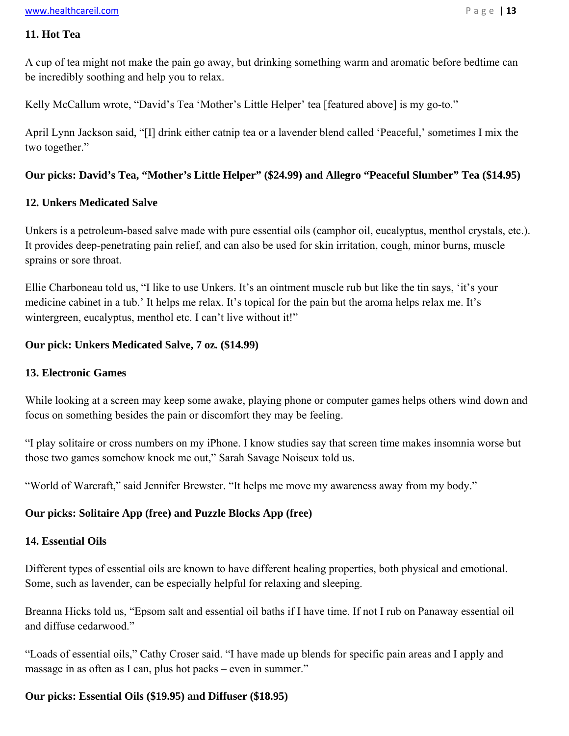### 11. Hot Tea

A cup of tea might not make the pain go away, but drinking something warm and aromatic before bedtime can be incredibly soothing and help you to relax.

Kelly McCallum wrote, "David's Tea 'Mother's Little Helper' tea [featured above] is my go-to."

April Lynn Jackson said, "[I] drink either catnip tea or a lavender blend called 'Peaceful,' sometimes I mix the two together."

**Our picks: David's Tea, "Mother's Little Helper" ($24.99) and Allegro "Peaceful Slumber" Tea ($14.95)**

### 12. Unkers Medicated Salve

Unkers is a petroleum-based salve made with pure essential oils (camphor oil, eucalyptus, menthol crystals, etc.). It provides deep-penetrating pain relief, and can also be used for skin irritation, cough, minor burns, muscle sprains or sore throat.

Ellie Charboneau told us, "I like to use Unkers. It's an ointment muscle rub but like the tin says, 'it's your medicine cabinet in a tub.' It helps me relax. It's topical for the pain but the aroma helps relax me. It's wintergreen, eucalyptus, menthol etc. I can't live without it!"

**Our pick: Unkers Medicated Salve, 7 oz. ($14.99)**

### 13. Electronic Games

While looking at a screen may keep some awake, playing phone or computer games helps others wind down and focus on something besides the pain or discomfort they may be feeling.

"I play solitaire or cross numbers on my iPhone. I know studies say that screen time makes insomnia worse but those two games somehow knock me out," Sarah Savage Noiseux told us.

"World of Warcraft," said Jennifer Brewster. "It helps me move my awareness away from my body."

**Our picks: Solitaire App (free) and Puzzle Blocks App (free)**

### 14. Essential Oils

Different types of essential oils are known to have different healing properties, both physical and emotional. Some, such as lavender, can be especially helpful for relaxing and sleeping.

Breanna Hicks told us, "Epsom salt and essential oil baths if I have time. If not I rub on Panaway essential oil and diffuse cedarwood."

"Loads of essential oils," Cathy Croser said. "I have made up blends for specific pain areas and I apply and massage in as often as I can, plus hot packs – even in summer."

**Our picks: Essential Oils ($19.95) and Diffuser ($18.95)**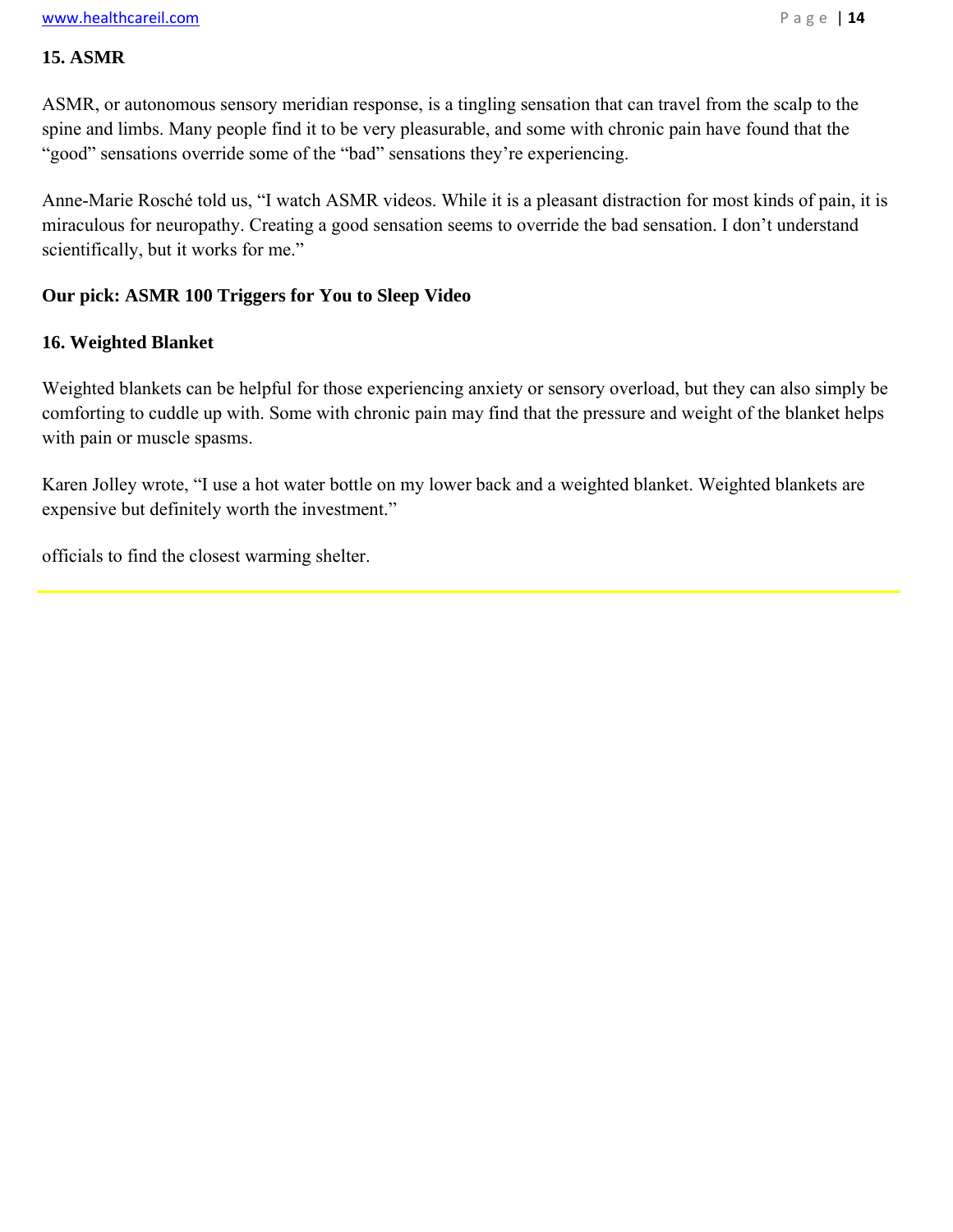**15. ASMR**

ASMR, or autonomous sensory meridian response, is a tingling sensation that can travel from the scalp to the spine and limbs. Many people find it to be very pleasurable, and some with chronic pain have found that the "good" sensations override some of the "bad" sensations they're experiencing.

Anne-Marie Rosché told us, "I watch ASMR videos. While it is a pleasant distraction for most kinds of pain, it is miraculous for neuropathy. Creating a good sensation seems to override the bad sensation. I don't understand scientifically, but it works for me."

**Our pick: ASMR 100 Triggers for You to Sleep Video**

**16. Weighted Blanket**

Weighted blankets can be helpful for those experiencing anxiety or sensory overload, but they can also simply be comforting to cuddle up with. Some with chronic pain may find that the pressure and weight of the blanket helps with pain or muscle spasms.

Karen Jolley wrote, "I use a hot water bottle on my lower back and a weighted blanket. Weighted blankets are expensive but definitely worth the investment."

officials to find the closest warming shelter.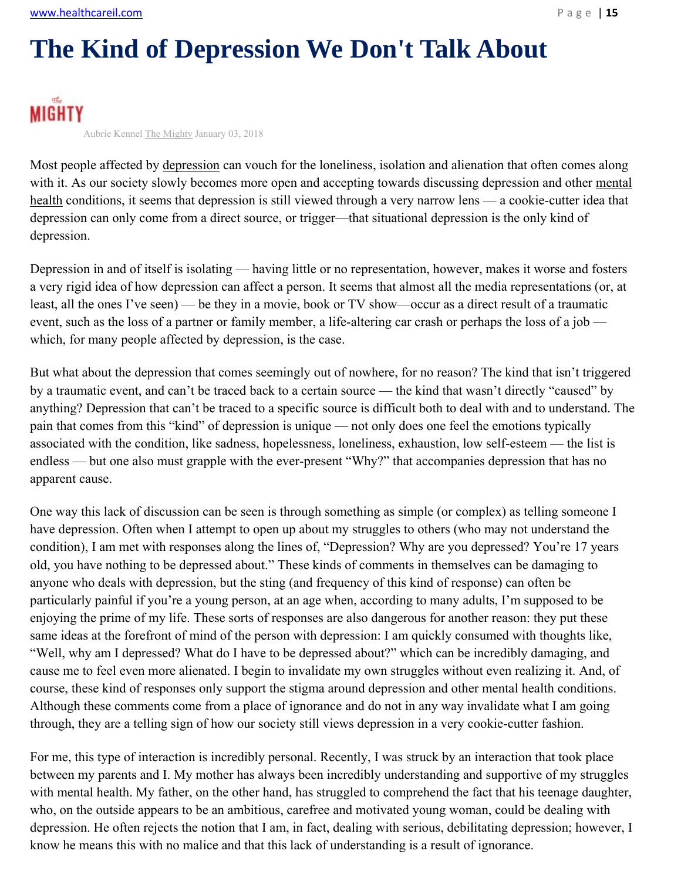# The Kind of Depression We Don't Talk About

MIGHTY

Aubrie Kennel The Mighty January 03, 2018

Most people affected by depression can vouch for the loneliness, isolation and alienation that often comes along with it. As our society slowly becomes more open and accepting towards discussing depression and other mental health conditions, it seems that depression is still viewed through a very narrow lens — a cookie-cutter idea that depression can only come from a direct source, or trigger—that situational depression is the only kind of depression.

Depression in and of itself is isolating — having little or no representation, however, makes it worse and fosters a very rigid idea of how depression can affect a person. It seems that almost all the media representations (or, at least, all the ones I've seen) — be they in a movie, book or TV show—occur as a direct result of a traumatic event, such as the loss of a partner or family member, a life-altering car crash or perhaps the loss of a job — which, for many people affected by depression, is the case.

But what about the depression that comes seemingly out of nowhere, for no reason? The kind that isn't triggered by a traumatic event, and can't be traced back to a certain source — the kind that wasn't directly "caused" by anything? Depression that can't be traced to a specific source is difficult both to deal with and to understand. The pain that comes from this "kind" of depression is unique — not only does one feel the emotions typically associated with the condition, like sadness, hopelessness, loneliness, exhaustion, low self-esteem — the list is endless — but one also must grapple with the ever-present "Why?" that accompanies depression that has no apparent cause.

One way this lack of discussion can be seen is through something as simple (or complex) as telling someone I have depression. Often when I attempt to open up about my struggles to others (who may not understand the condition), I am met with responses along the lines of, "Depression? Why are you depressed? You're 17 years old, you have nothing to be depressed about." These kinds of comments in themselves can be damaging to anyone who deals with depression, but the sting (and frequency of this kind of response) can often be particularly painful if you're a young person, at an age when, according to many adults, I'm supposed to be enjoying the prime of my life. These sorts of responses are also dangerous for another reason: they put these same ideas at the forefront of mind of the person with depression: I am quickly consumed with thoughts like, "Well, why am I depressed? What do I have to be depressed about?" which can be incredibly damaging, and cause me to feel even more alienated. I begin to invalidate my own struggles without even realizing it. And, of course, these kind of responses only support the stigma around depression and other mental health conditions. Although these comments come from a place of ignorance and do not in any way invalidate what I am going through, they are a telling sign of how our society still views depression in a very cookie-cutter fashion.

For me, this type of interaction is incredibly personal. Recently, I was struck by an interaction that took place between my parents and I. My mother has always been incredibly understanding and supportive of my struggles with mental health. My father, on the other hand, has struggled to comprehend the fact that his teenage daughter, who, on the outside appears to be an ambitious, carefree and motivated young woman, could be dealing with depression. He often rejects the notion that I am, in fact, dealing with serious, debilitating depression; however, I know he means this with no malice and that this lack of understanding is a result of ignorance.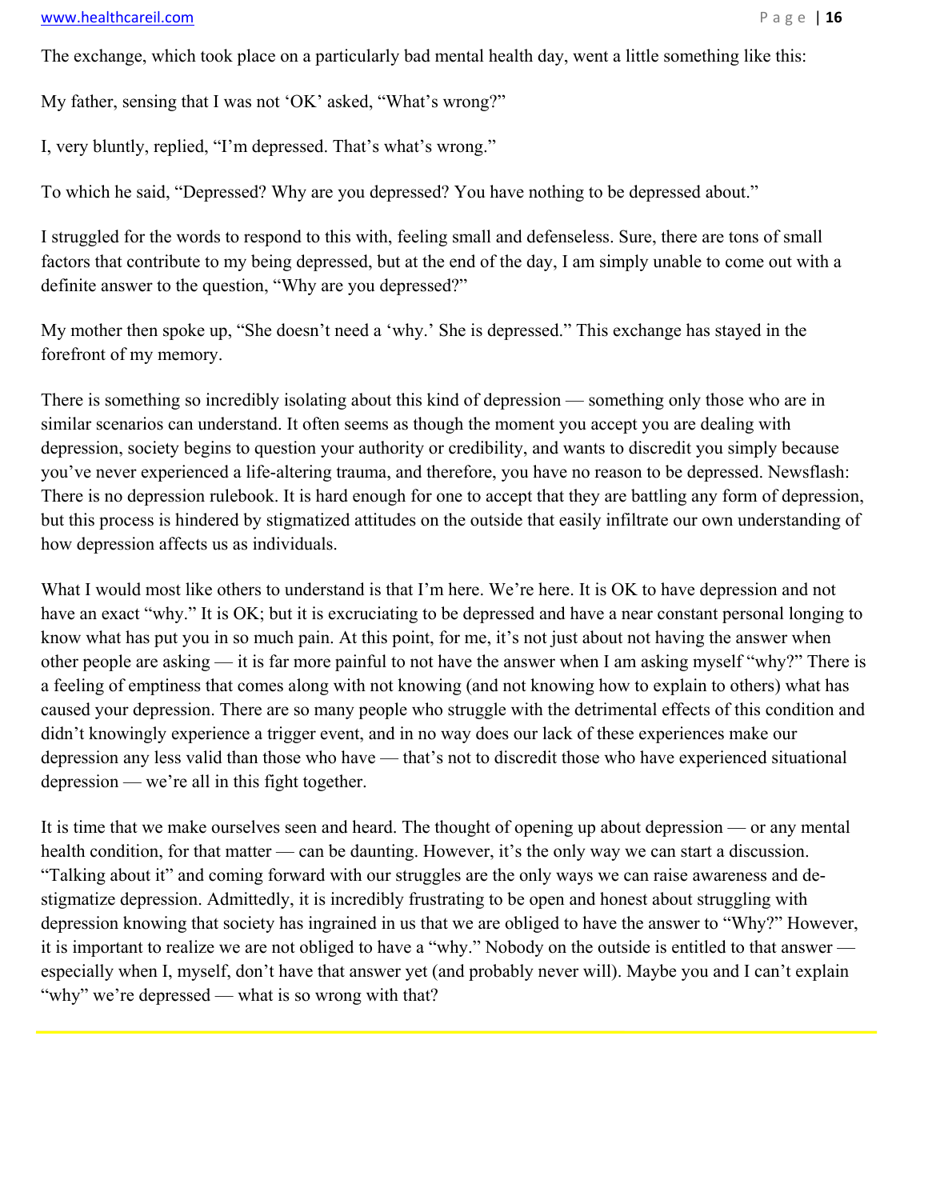The exchange, which took place on a particularly bad mental health day, went a little something like this:

My father, sensing that I was not 'OK' asked, "What's wrong?"

I, very bluntly, replied, "I'm depressed. That's what's wrong."

To which he said, "Depressed? Why are you depressed? You have nothing to be depressed about."

I struggled for the words to respond to this with, feeling small and defenseless. Sure, there are tons of small factors that contribute to my being depressed, but at the end of the day, I am simply unable to come out with a definite answer to the question, "Why are you depressed?"

My mother then spoke up, "She doesn't need a 'why.' She is depressed." This exchange has stayed in the forefront of my memory.

There is something so incredibly isolating about this kind of depression — something only those who are in similar scenarios can understand. It often seems as though the moment you accept you are dealing with depression, society begins to question your authority or credibility, and wants to discredit you simply because you've never experienced a life-altering trauma, and therefore, you have no reason to be depressed. Newsflash: There is no depression rulebook. It is hard enough for one to accept that they are battling any form of depression, but this process is hindered by stigmatized attitudes on the outside that easily infiltrate our own understanding of how depression affects us as individuals.

What I would most like others to understand is that I'm here. We're here. It is OK to have depression and not have an exact "why." It is OK; but it is excruciating to be depressed and have a near constant personal longing to know what has put you in so much pain. At this point, for me, it's not just about not having the answer when other people are asking — it is far more painful to not have the answer when I am asking myself "why?" There is a feeling of emptiness that comes along with not knowing (and not knowing how to explain to others) what has caused your depression. There are so many people who struggle with the detrimental effects of this condition and didn't knowingly experience a trigger event, and in no way does our lack of these experiences make our depression any less valid than those who have — that's not to discredit those who have experienced situational depression — we're all in this fight together.

It is time that we make ourselves seen and heard. The thought of opening up about depression — or any mental health condition, for that matter — can be daunting. However, it's the only way we can start a discussion. "Talking about it" and coming forward with our struggles are the only ways we can raise awareness and de-stigmatize depression. Admittedly, it is incredibly frustrating to be open and honest about struggling with depression knowing that society has ingrained in us that we are obliged to have the answer to "Why?" However, it is important to realize we are not obliged to have a "why." Nobody on the outside is entitled to that answer — especially when I, myself, don't have that answer yet (and probably never will). Maybe you and I can't explain "why" we're depressed — what is so wrong with that?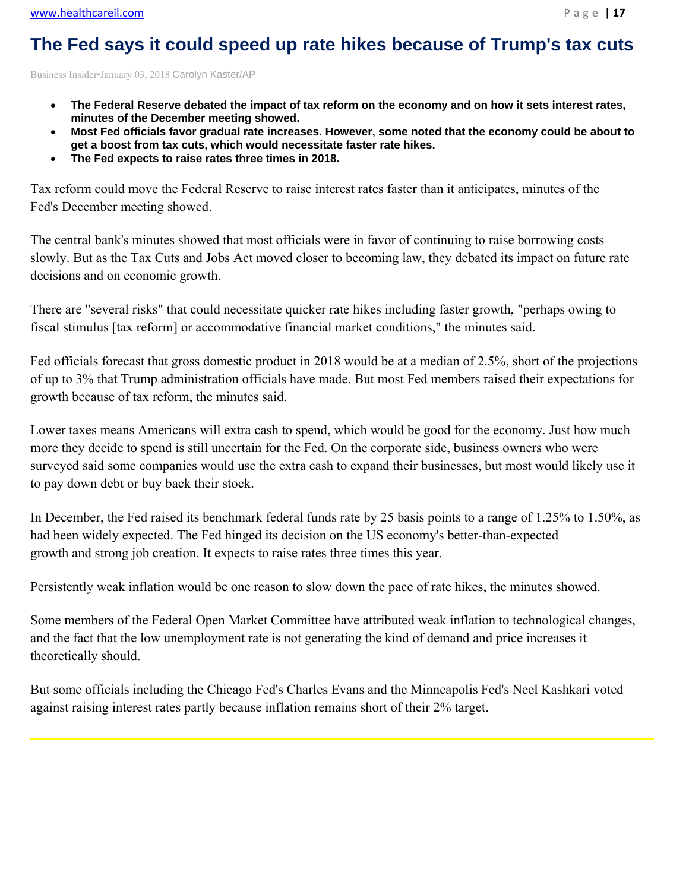# The Fed says it could speed up rate hikes because of Trump's tax cuts

Business Insider•January 03, 2018 Carolyn Kaster/AP

- **The Federal Reserve debated the impact of tax reform on the economy and on how it sets interest rates, minutes of the December meeting showed.**
- **Most Fed officials favor gradual rate increases. However, some noted that the economy could be about to get a boost from tax cuts, which would necessitate faster rate hikes.**
- **The Fed expects to raise rates three times in 2018.**

Tax reform could move the Federal Reserve to raise interest rates faster than it anticipates, minutes of the Fed's December meeting showed.

The central bank's minutes showed that most officials were in favor of continuing to raise borrowing costs slowly. But as the Tax Cuts and Jobs Act moved closer to becoming law, they debated its impact on future rate decisions and on economic growth.

There are "several risks" that could necessitate quicker rate hikes including faster growth, "perhaps owing to fiscal stimulus [tax reform] or accommodative financial market conditions," the minutes said.

Fed officials forecast that gross domestic product in 2018 would be at a median of 2.5%, short of the projections of up to 3% that Trump administration officials have made. But most Fed members raised their expectations for growth because of tax reform, the minutes said.

Lower taxes means Americans will extra cash to spend, which would be good for the economy. Just how much more they decide to spend is still uncertain for the Fed. On the corporate side, business owners who were surveyed said some companies would use the extra cash to expand their businesses, but most would likely use it to pay down debt or buy back their stock.

In December, the Fed raised its benchmark federal funds rate by 25 basis points to a range of 1.25% to 1.50%, as had been widely expected. The Fed hinged its decision on the US economy's better-than-expected growth and strong job creation. It expects to raise rates three times this year.

Persistently weak inflation would be one reason to slow down the pace of rate hikes, the minutes showed.

Some members of the Federal Open Market Committee have attributed weak inflation to technological changes, and the fact that the low unemployment rate is not generating the kind of demand and price increases it theoretically should.

But some officials including the Chicago Fed's Charles Evans and the Minneapolis Fed's Neel Kashkari voted against raising interest rates partly because inflation remains short of their 2% target.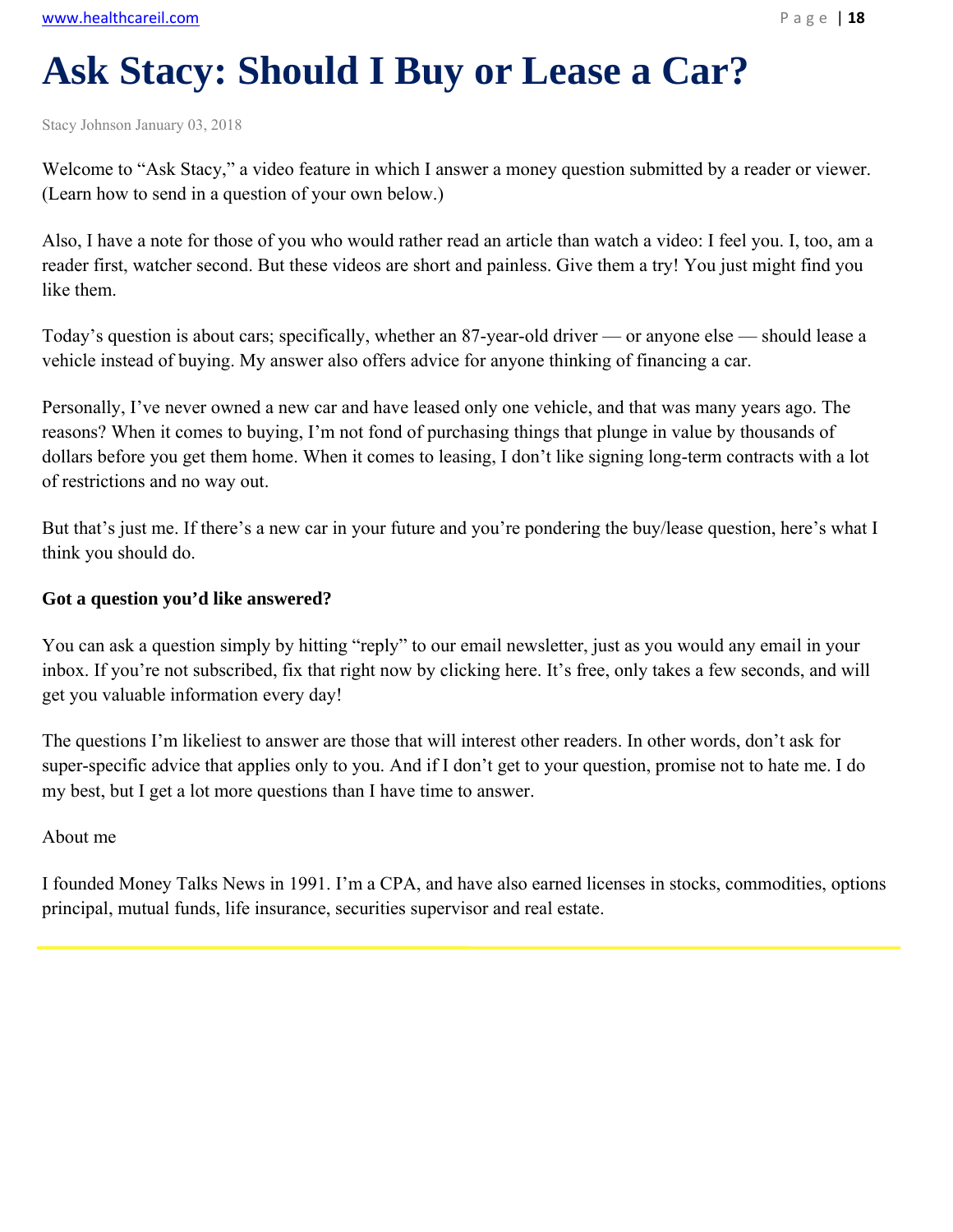# Ask Stacy: Should I Buy or Lease a Car?

Stacy Johnson January 03, 2018

Welcome to "Ask Stacy," a video feature in which I answer a money question submitted by a reader or viewer. (Learn how to send in a question of your own below.)

Also, I have a note for those of you who would rather read an article than watch a video: I feel you. I, too, am a reader first, watcher second. But these videos are short and painless. Give them a try! You just might find you like them.

Today's question is about cars; specifically, whether an 87-year-old driver — or anyone else — should lease a vehicle instead of buying. My answer also offers advice for anyone thinking of financing a car.

Personally, I've never owned a new car and have leased only one vehicle, and that was many years ago. The reasons? When it comes to buying, I'm not fond of purchasing things that plunge in value by thousands of dollars before you get them home. When it comes to leasing, I don't like signing long-term contracts with a lot of restrictions and no way out.

But that's just me. If there's a new car in your future and you're pondering the buy/lease question, here's what I think you should do.

**Got a question you'd like answered?**

You can ask a question simply by hitting "reply" to our email newsletter, just as you would any email in your inbox. If you're not subscribed, fix that right now by clicking here. It's free, only takes a few seconds, and will get you valuable information every day!

The questions I'm likeliest to answer are those that will interest other readers. In other words, don't ask for super-specific advice that applies only to you. And if I don't get to your question, promise not to hate me. I do my best, but I get a lot more questions than I have time to answer.

About me

I founded Money Talks News in 1991. I'm a CPA, and have also earned licenses in stocks, commodities, options principal, mutual funds, life insurance, securities supervisor and real estate.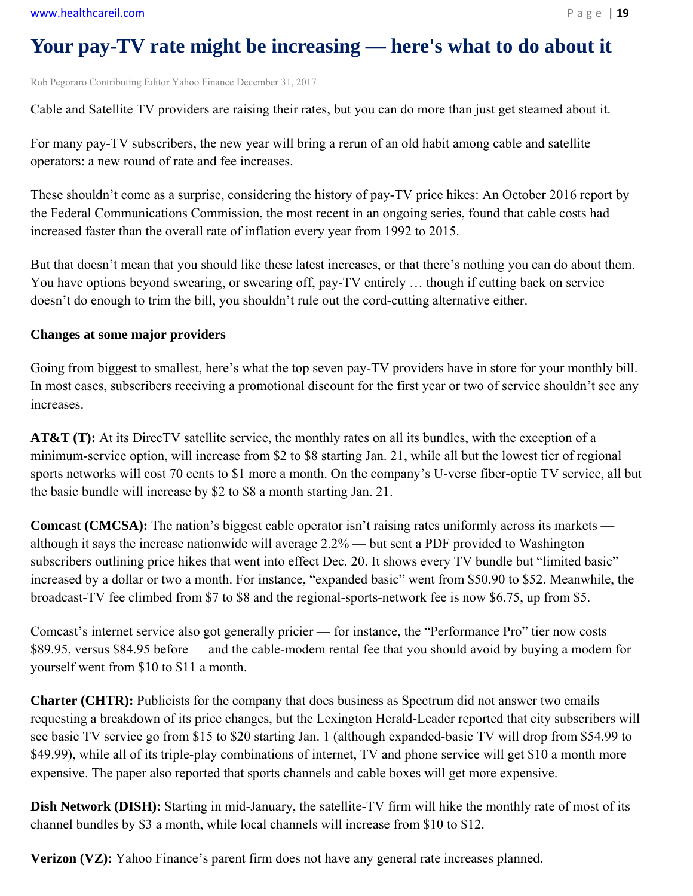# Your pay-TV rate might be increasing — here's what to do about it

Rob Pegoraro Contributing Editor Yahoo Finance December 31, 2017

Cable and Satellite TV providers are raising their rates, but you can do more than just get steamed about it.

For many pay-TV subscribers, the new year will bring a rerun of an old habit among cable and satellite operators: a new round of rate and fee increases.

These shouldn't come as a surprise, considering the history of pay-TV price hikes: An October 2016 report by the Federal Communications Commission, the most recent in an ongoing series, found that cable costs had increased faster than the overall rate of inflation every year from 1992 to 2015.

But that doesn't mean that you should like these latest increases, or that there's nothing you can do about them. You have options beyond swearing, or swearing off, pay-TV entirely … though if cutting back on service doesn't do enough to trim the bill, you shouldn't rule out the cord-cutting alternative either.

**Changes at some major providers**

Going from biggest to smallest, here's what the top seven pay-TV providers have in store for your monthly bill. In most cases, subscribers receiving a promotional discount for the first year or two of service shouldn't see any increases.

**AT&T (T):** At its DirecTV satellite service, the monthly rates on all its bundles, with the exception of a minimum-service option, will increase from $2 to $8 starting Jan. 21, while all but the lowest tier of regional sports networks will cost 70 cents to $1 more a month. On the company's U-verse fiber-optic TV service, all but the basic bundle will increase by $2 to $8 a month starting Jan. 21.

**Comcast (CMCSA):** The nation's biggest cable operator isn't raising rates uniformly across its markets — although it says the increase nationwide will average 2.2% — but sent a PDF provided to Washington subscribers outlining price hikes that went into effect Dec. 20. It shows every TV bundle but "limited basic" increased by a dollar or two a month. For instance, "expanded basic" went from $50.90 to $52. Meanwhile, the broadcast-TV fee climbed from $7 to $8 and the regional-sports-network fee is now $6.75, up from $5.

Comcast's internet service also got generally pricier — for instance, the "Performance Pro" tier now costs $89.95, versus $84.95 before — and the cable-modem rental fee that you should avoid by buying a modem for yourself went from $10 to $11 a month.

**Charter (CHTR):** Publicists for the company that does business as Spectrum did not answer two emails requesting a breakdown of its price changes, but the Lexington Herald-Leader reported that city subscribers will see basic TV service go from $15 to $20 starting Jan. 1 (although expanded-basic TV will drop from $54.99 to $49.99), while all of its triple-play combinations of internet, TV and phone service will get $10 a month more expensive. The paper also reported that sports channels and cable boxes will get more expensive.

**Dish Network (DISH):** Starting in mid-January, the satellite-TV firm will hike the monthly rate of most of its channel bundles by $3 a month, while local channels will increase from $10 to $12.

**Verizon (VZ):** Yahoo Finance's parent firm does not have any general rate increases planned.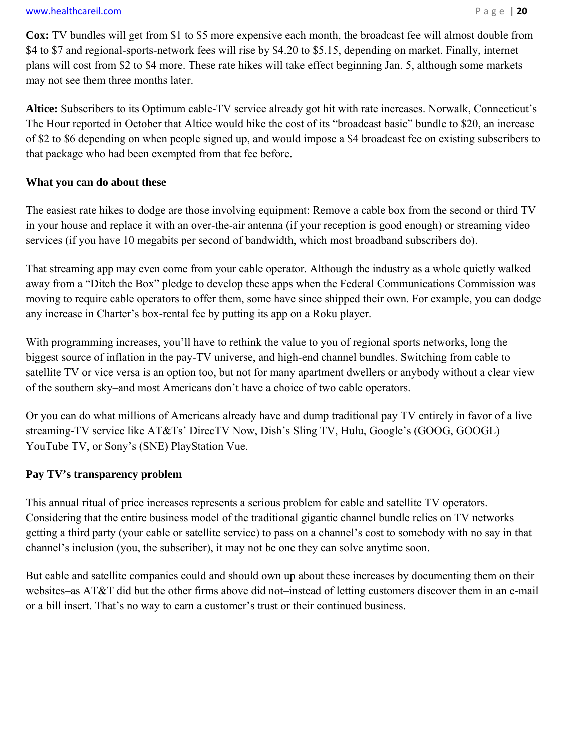**Cox:** TV bundles will get from $1 to $5 more expensive each month, the broadcast fee will almost double from $4 to $7 and regional-sports-network fees will rise by $4.20 to $5.15, depending on market. Finally, internet plans will cost from $2 to $4 more. These rate hikes will take effect beginning Jan. 5, although some markets may not see them three months later.

**Altice:** Subscribers to its Optimum cable-TV service already got hit with rate increases. Norwalk, Connecticut's The Hour reported in October that Altice would hike the cost of its "broadcast basic" bundle to $20, an increase of $2 to $6 depending on when people signed up, and would impose a $4 broadcast fee on existing subscribers to that package who had been exempted from that fee before.

**What you can do about these**

The easiest rate hikes to dodge are those involving equipment: Remove a cable box from the second or third TV in your house and replace it with an over-the-air antenna (if your reception is good enough) or streaming video services (if you have 10 megabits per second of bandwidth, which most broadband subscribers do).

That streaming app may even come from your cable operator. Although the industry as a whole quietly walked away from a "Ditch the Box" pledge to develop these apps when the Federal Communications Commission was moving to require cable operators to offer them, some have since shipped their own. For example, you can dodge any increase in Charter's box-rental fee by putting its app on a Roku player.

With programming increases, you'll have to rethink the value to you of regional sports networks, long the biggest source of inflation in the pay-TV universe, and high-end channel bundles. Switching from cable to satellite TV or vice versa is an option too, but not for many apartment dwellers or anybody without a clear view of the southern sky–and most Americans don't have a choice of two cable operators.

Or you can do what millions of Americans already have and dump traditional pay TV entirely in favor of a live streaming-TV service like AT&Ts' DirecTV Now, Dish's Sling TV, Hulu, Google's (GOOG, GOOGL) YouTube TV, or Sony's (SNE) PlayStation Vue.

**Pay TV's transparency problem**

This annual ritual of price increases represents a serious problem for cable and satellite TV operators. Considering that the entire business model of the traditional gigantic channel bundle relies on TV networks getting a third party (your cable or satellite service) to pass on a channel's cost to somebody with no say in that channel's inclusion (you, the subscriber), it may not be one they can solve anytime soon.

But cable and satellite companies could and should own up about these increases by documenting them on their websites–as AT&T did but the other firms above did not–instead of letting customers discover them in an e-mail or a bill insert. That's no way to earn a customer's trust or their continued business.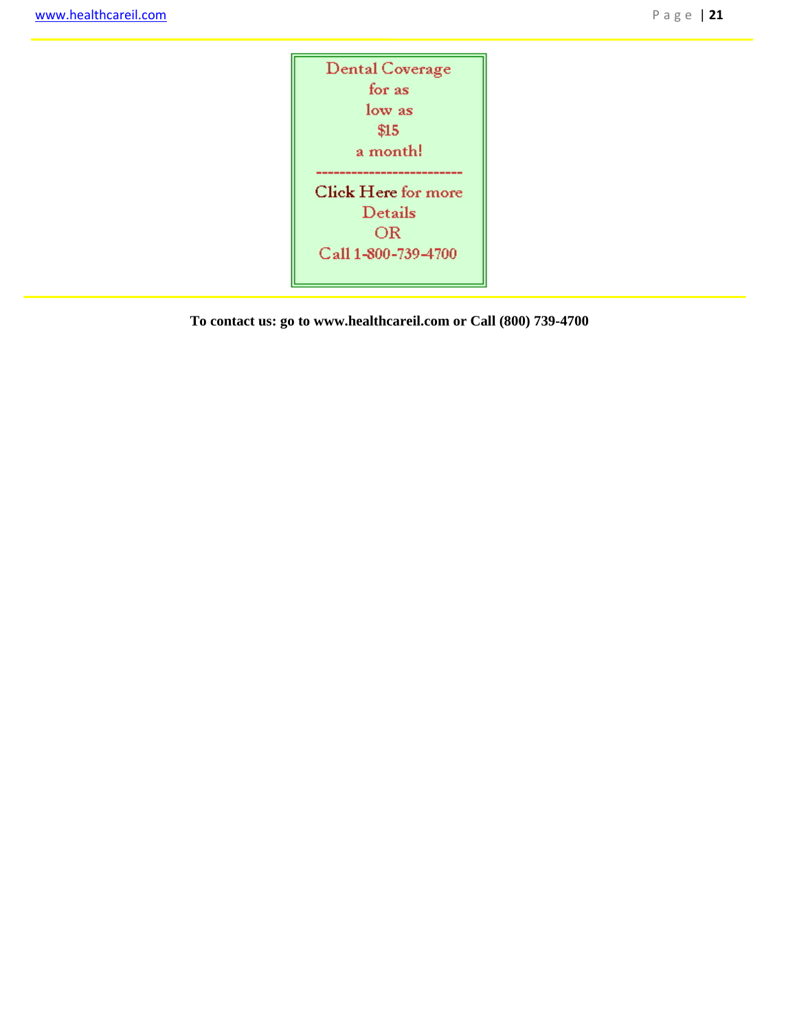Dental Coverage for as low as $15 a month!

-------------------------

Click Here for more Details

OR

Call 1-800-739-4700

**To contact us: go to www.healthcareil.com or Call (800) 739-4700**